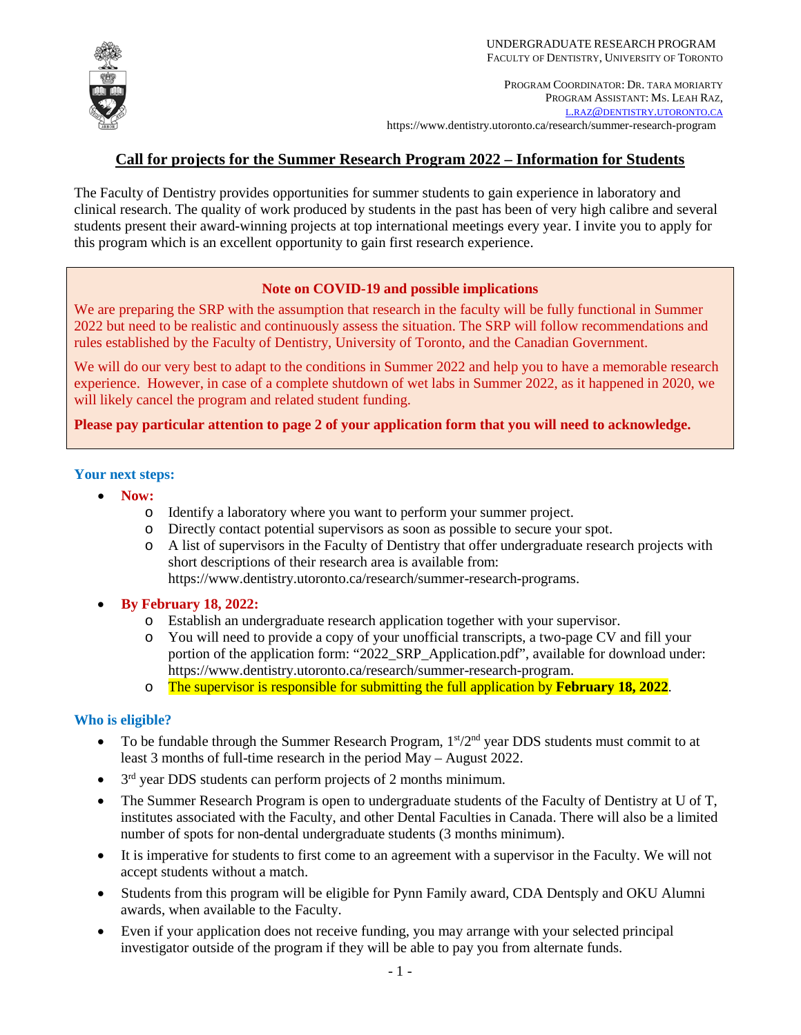UNDERGRADUATE RESEARCH PROGRAM
FACULTY OF DENTISTRY, UNIVERSITY OF TORONTO

PROGRAM COORDINATOR: DR. TARA MORIARTY
PROGRAM ASSISTANT: MS. LEAH RAZ,
L.RAZ@DENTISTRY.UTORONTO.CA
https://www.dentistry.utoronto.ca/research/summer-research-program

# Call for projects for the Summer Research Program 2022 – Information for Students

The Faculty of Dentistry provides opportunities for summer students to gain experience in laboratory and clinical research. The quality of work produced by students in the past has been of very high calibre and several students present their award-winning projects at top international meetings every year. I invite you to apply for this program which is an excellent opportunity to gain first research experience.

**Note on COVID-19 and possible implications**

We are preparing the SRP with the assumption that research in the faculty will be fully functional in Summer 2022 but need to be realistic and continuously assess the situation. The SRP will follow recommendations and rules established by the Faculty of Dentistry, University of Toronto, and the Canadian Government.

We will do our very best to adapt to the conditions in Summer 2022 and help you to have a memorable research experience. However, in case of a complete shutdown of wet labs in Summer 2022, as it happened in 2020, we will likely cancel the program and related student funding.

**Please pay particular attention to page 2 of your application form that you will need to acknowledge.**

## Your next steps:

- **Now:**
  - Identify a laboratory where you want to perform your summer project.
  - Directly contact potential supervisors as soon as possible to secure your spot.
  - A list of supervisors in the Faculty of Dentistry that offer undergraduate research projects with short descriptions of their research area is available from: https://www.dentistry.utoronto.ca/research/summer-research-programs.
- **By February 18, 2022:**
  - Establish an undergraduate research application together with your supervisor.
  - You will need to provide a copy of your unofficial transcripts, a two-page CV and fill your portion of the application form: “2022_SRP_Application.pdf”, available for download under: https://www.dentistry.utoronto.ca/research/summer-research-program.
  - The supervisor is responsible for submitting the full application by **February 18, 2022**.

## Who is eligible?

- To be fundable through the Summer Research Program, 1st/2nd year DDS students must commit to at least 3 months of full-time research in the period May – August 2022.
- 3rd year DDS students can perform projects of 2 months minimum.
- The Summer Research Program is open to undergraduate students of the Faculty of Dentistry at U of T, institutes associated with the Faculty, and other Dental Faculties in Canada. There will also be a limited number of spots for non-dental undergraduate students (3 months minimum).
- It is imperative for students to first come to an agreement with a supervisor in the Faculty. We will not accept students without a match.
- Students from this program will be eligible for Pynn Family award, CDA Dentsply and OKU Alumni awards, when available to the Faculty.
- Even if your application does not receive funding, you may arrange with your selected principal investigator outside of the program if they will be able to pay you from alternate funds.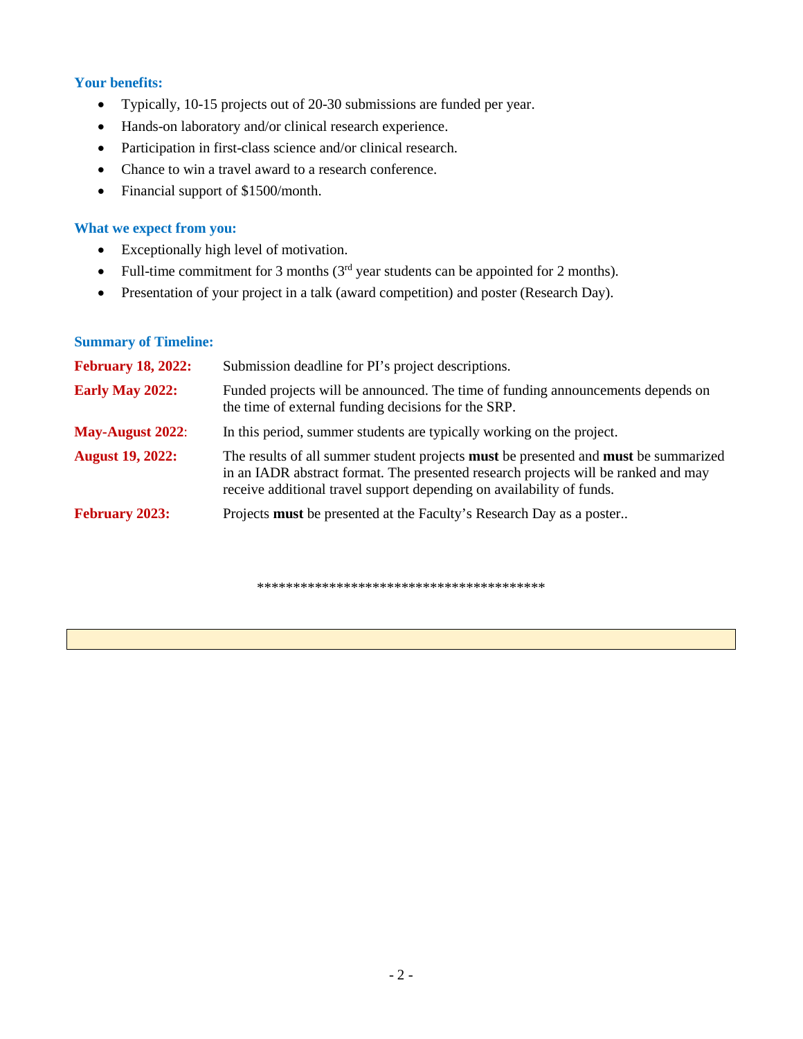### Your benefits:

- Typically, 10-15 projects out of 20-30 submissions are funded per year.
- Hands-on laboratory and/or clinical research experience.
- Participation in first-class science and/or clinical research.
- Chance to win a travel award to a research conference.
- Financial support of $1500/month.

### What we expect from you:

- Exceptionally high level of motivation.
- Full-time commitment for 3 months (3rd year students can be appointed for 2 months).
- Presentation of your project in a talk (award competition) and poster (Research Day).

### Summary of Timeline:

| | |
|---|---|
| **February 18, 2022:** | Submission deadline for PI's project descriptions. |
| **Early May 2022:** | Funded projects will be announced. The time of funding announcements depends on the time of external funding decisions for the SRP. |
| **May-August 2022**: | In this period, summer students are typically working on the project. |
| **August 19, 2022:** | The results of all summer student projects **must** be presented and **must** be summarized in an IADR abstract format. The presented research projects will be ranked and may receive additional travel support depending on availability of funds. |
| **February 2023:** | Projects **must** be presented at the Faculty's Research Day as a poster.. |

****************************************